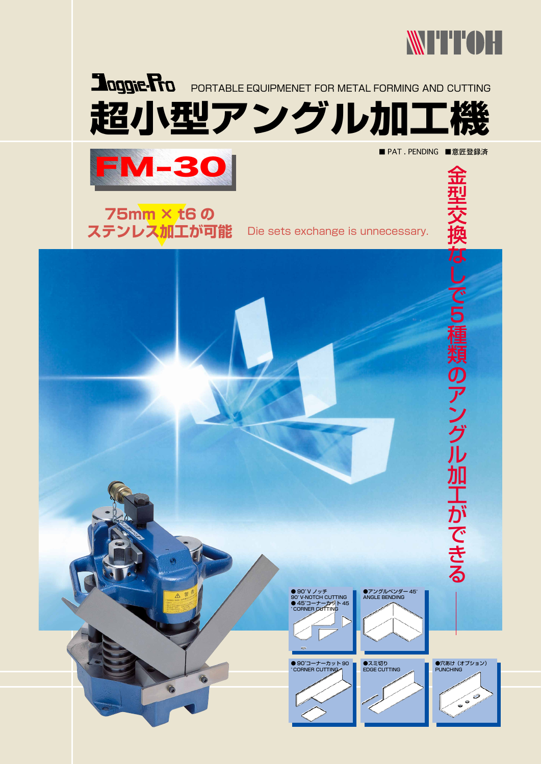NITTOH

**Joggie-Pro** PORTABLE EQUIPMENET FOR METAL FORMING AND CUTTING

# 超小型アングル加工機

■ PAT . PENDING ■意匠登録済

## FM-30

**75mm × t6 の ステンレス加工が可能**

Die sets exchange is unnecessary.

金型交換なしで5種類のアングル加工ができる

- ● 90˚V ノッチ 90˚ V-NOTCH CUTTING
- ● 45˚コーナーカット 45˚ CORNER CUTTING
- ●アングルベンダー 45˚ ANGLE BENDING
- ● 90˚コーナーカット 90˚ CORNER CUTTING
- ●スミ切り EDGE CUTTING
- ●穴あけ（オプション） PUNCHING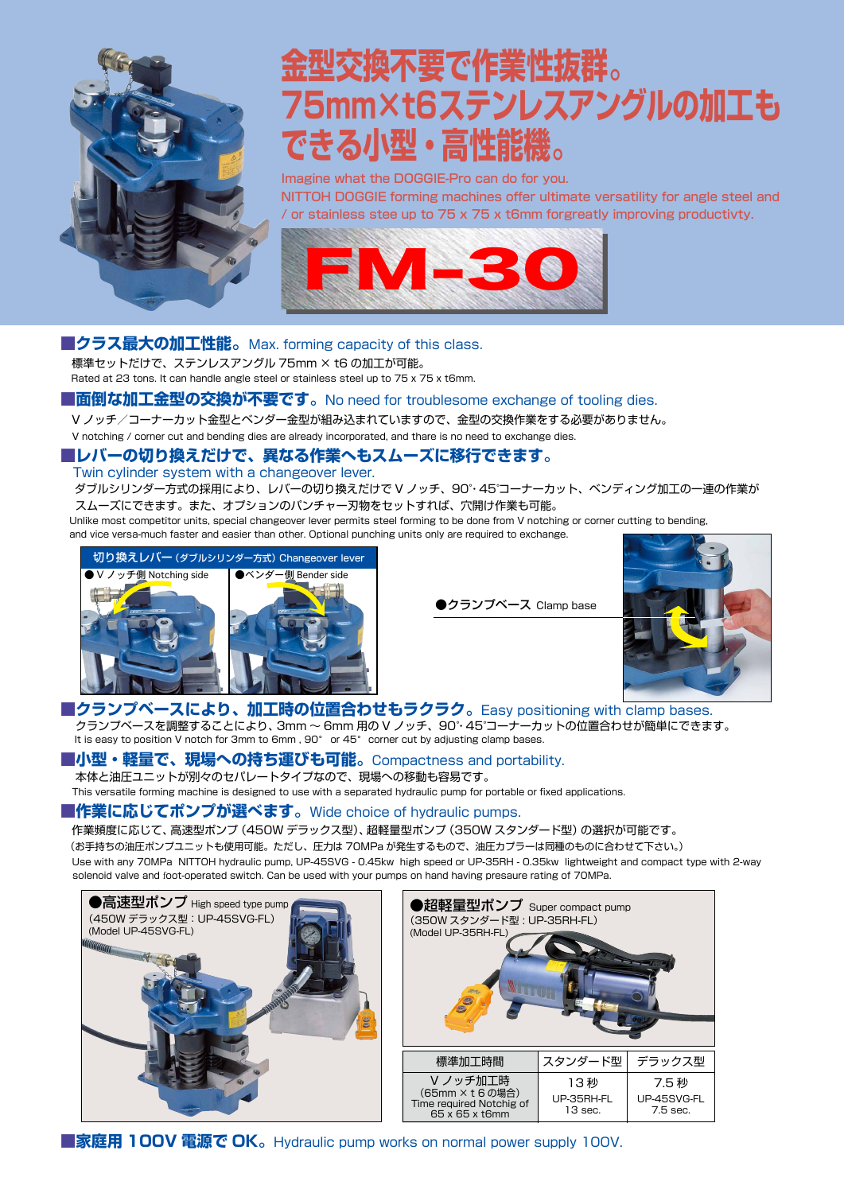# 金型交換不要で作業性抜群。75mm×t6ステンレスアングルの加工もできる小型・高性能機。

Imagine what the DOGGIE-Pro can do for you.
NITTOH DOGGIE forming machines offer ultimate versatility for angle steel and / or stainless stee up to 75 x 75 x t6mm forgreatly improving productivty.

# FM-30

## ■クラス最大の加工性能。Max. forming capacity of this class.

標準セットだけで、ステンレスアングル 75mm × t6 の加工が可能。
Rated at 23 tons. It can handle angle steel or stainless steel up to 75 x 75 x t6mm.

## ■面倒な加工金型の交換が不要です。No need for troublesome exchange of tooling dies.

V ノッチ／コーナーカット金型とベンダー金型が組み込まれていますので、金型の交換作業をする必要がありません。
V notching / corner cut and bending dies are already incorporated, and there is no need to exchange dies.

## ■レバーの切り換えだけで、異なる作業へもスムーズに移行できます。Twin cylinder system with a changeover lever.

ダブルシリンダー方式の採用により、レバーの切り換えだけで V ノッチ、90°･45°コーナーカット、ベンディング加工の一連の作業がスムーズにできます。また、オプションのパンチャー刃物をセットすれば、穴開け作業も可能。
Unlike most competitor units, special changeover lever permits steel forming to be done from V notching or corner cutting to bending, and vice versa-much faster and easier than other. Optional punching units only are required to exchange.

切り換えレバー（ダブルシリンダー方式）Changeover lever
●V ノッチ側 Notching side
●ベンダー側 Bender side

●クランプベース Clamp base

## ■クランプベースにより、加工時の位置合わせもラクラク。Easy positioning with clamp bases.

クランプベースを調整することにより、3mm ～ 6mm 用の V ノッチ、90°･45°コーナーカットの位置合わせが簡単にできます。
It is easy to position V notch for 3mm to 6mm , 90° or 45° corner cut by adjusting clamp bases.

## ■小型・軽量で、現場への持ち運びも可能。Compactness and portability.

本体と油圧ユニットが別々のセパレートタイプなので、現場への移動も容易です。
This versatile forming machine is designed to use with a separated hydraulic pump for portable or fixed applications.

## ■作業に応じてポンプが選べます。Wide choice of hydraulic pumps.

作業頻度に応じて、高速型ポンプ（450W デラックス型）、超軽量型ポンプ（350W スタンダード型）の選択が可能です。
（お手持ちの油圧ポンプユニットも使用可能。ただし、圧力は 70MPa が発生するもので、油圧カプラーは同種のものに合わせて下さい。）
Use with any 70MPa NITTOH hydraulic pump, UP-45SVG - 0.45kw high speed or UP-35RH - 0.35kw lightweight and compact type with 2-way solenoid valve and foot-operated switch. Can be used with your pumps on hand having presaure rating of 70MPa.

●高速型ポンプ High speed type pump
（450W デラックス型：UP-45SVG-FL）
(Model UP-45SVG-FL)

●超軽量型ポンプ Super compact pump
（350W スタンダード型：UP-35RH-FL）
(Model UP-35RH-FL)

| 標準加工時間 | スタンダード型 | デラックス型 |
|---|---|---|
| V ノッチ加工時（65mm × t 6 の場合）Time required Notchig of 65 x 65 x t6mm | 13 秒 UP-35RH-FL 13 sec. | 7.5 秒 UP-45SVG-FL 7.5 sec. |

## ■家庭用 100V 電源で OK。Hydraulic pump works on normal power supply 100V.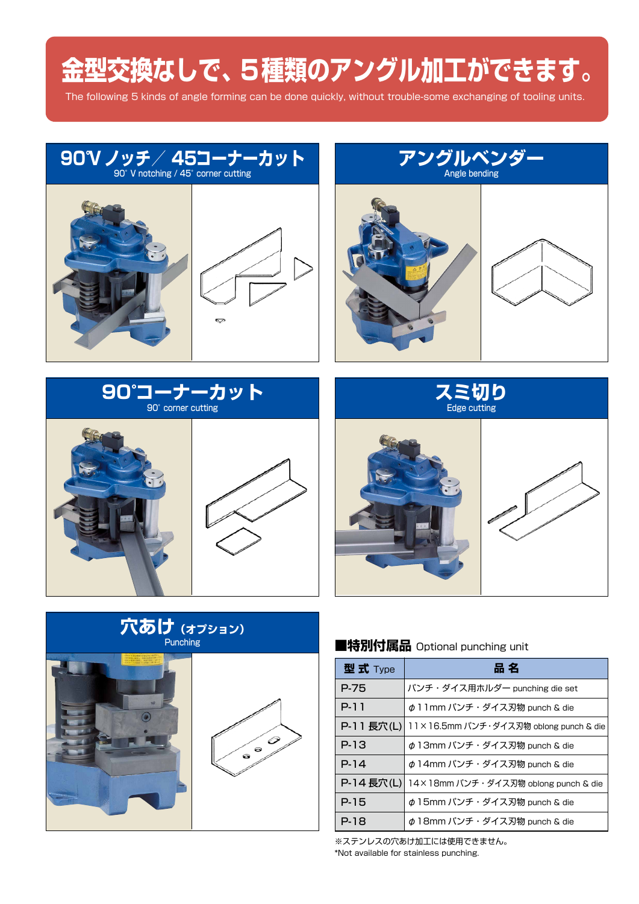# 金型交換なしで、5種類のアングル加工ができます。

The following 5 kinds of angle forming can be done quickly, without trouble-some exchanging of tooling units.

## 90°V ノッチ／45°コーナーカット

90° V notching / 45° corner cutting

## アングルベンダー

Angle bending

## 90°コーナーカット

90° corner cutting

## スミ切り

Edge cutting

## 穴あけ（オプション）

Punching

### ■特別付属品 Optional punching unit

| 型 式 Type | 品 名 |
|---|---|
| P-75 | パンチ・ダイス用ホルダー punching die set |
| P-11 | φ11mm パンチ・ダイス刃物 punch & die |
| P-11 長穴(L) | 11×16.5mm パンチ・ダイス刃物 oblong punch & die |
| P-13 | φ13mm パンチ・ダイス刃物 punch & die |
| P-14 | φ14mm パンチ・ダイス刃物 punch & die |
| P-14 長穴(L) | 14×18mm パンチ・ダイス刃物 oblong punch & die |
| P-15 | φ15mm パンチ・ダイス刃物 punch & die |
| P-18 | φ18mm パンチ・ダイス刃物 punch & die |

※ステンレスの穴あけ加工には使用できません。
*Not available for stainless punching.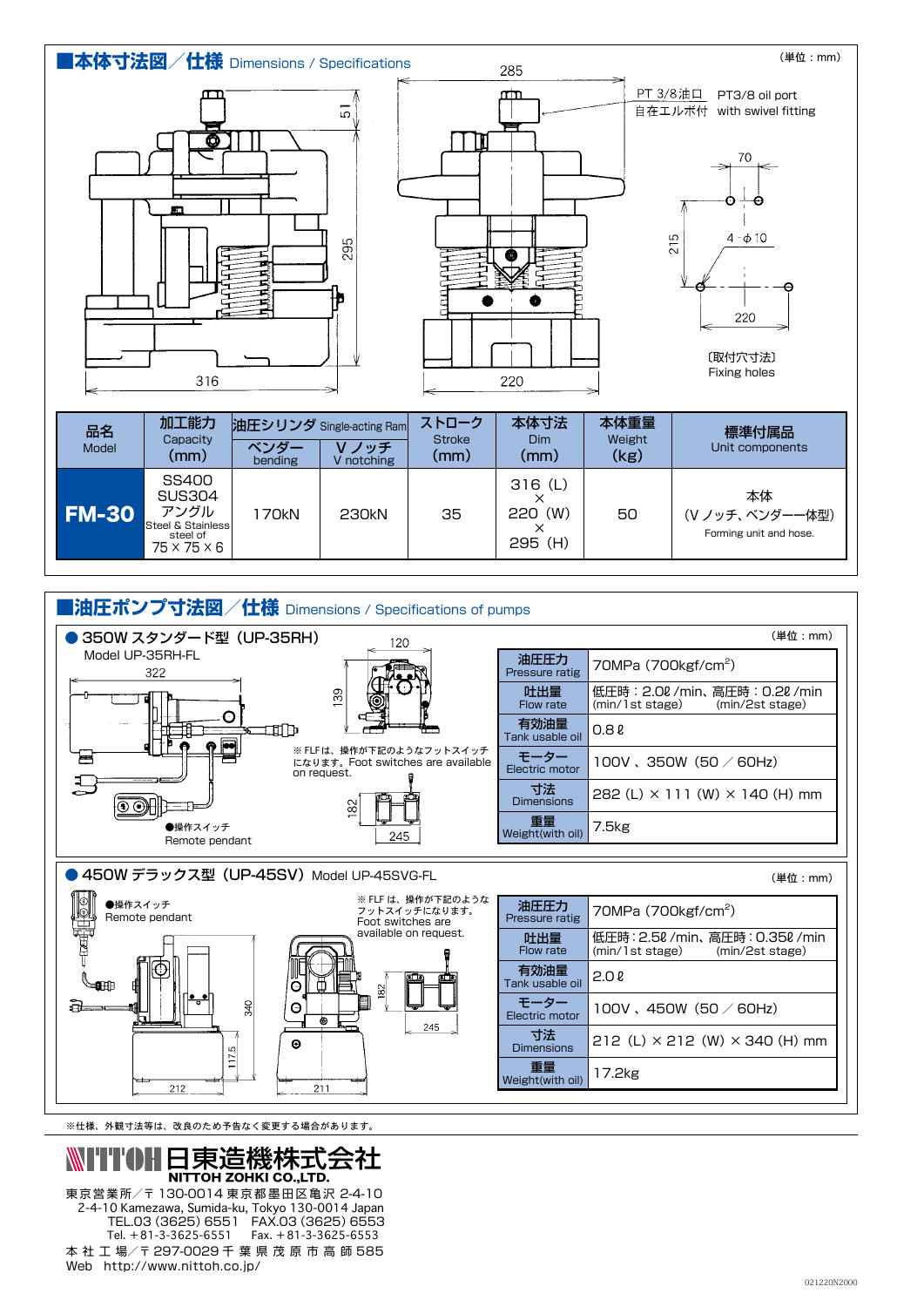## ■本体寸法図／仕様 Dimensions / Specifications

（単位：mm）

285

PT 3/8油口 自在エルボ付 PT3/8 oil port with swivel fitting

70

4 - φ10

215

220

〔取付穴寸法〕 Fixing holes

51

295

316

220

| 品名 Model | 加工能力 Capacity (mm) | 油圧シリンダ Single-acting Ram ベンダー bending | 油圧シリンダ Single-acting Ram Vノッチ V notching | ストローク Stroke (mm) | 本体寸法 Dim (mm) | 本体重量 Weight (kg) | 標準付属品 Unit components |
|---|---|---|---|---|---|---|---|
| **FM-30** | SS400 SUS304 アングル Steel & Stainless steel of 75×75×6 | 170kN | 230kN | 35 | 316 (L) × 220 (W) × 295 (H) | 50 | 本体 (Vノッチ、ベンダー一体型) Forming unit and hose. |

## ■油圧ポンプ寸法図／仕様 Dimensions / Specifications of pumps

### ● 350W スタンダード型（UP-35RH）

Model UP-35RH-FL

（単位：mm）

322

120

139

※FLFは、操作が下記のようなフットスイッチになります。Foot switches are available on request.

182

245

●操作スイッチ Remote pendant

| 項目 | 仕様 |
|---|---|
| 油圧圧力 Pressure ratig | 70MPa (700kgf/cm$^2$) |
| 吐出量 Flow rate | 低圧時：2.0ℓ/min、高圧時：0.2ℓ/min (min/1st stage) (min/2st stage) |
| 有効油量 Tank usable oil | 0.8ℓ |
| モーター Electric motor | 100V、350W (50／60Hz) |
| 寸法 Dimensions | 282 (L) × 111 (W) × 140 (H) mm |
| 重量 Weight(with oil) | 7.5kg |

### ● 450W デラックス型（UP-45SV）

Model UP-45SVG-FL

（単位：mm）

●操作スイッチ Remote pendant

※FLFは、操作が下記のようなフットスイッチになります。Foot switches are available on request.

340

117.5

212

211

182

245

| 項目 | 仕様 |
|---|---|
| 油圧圧力 Pressure ratig | 70MPa (700kgf/cm$^2$) |
| 吐出量 Flow rate | 低圧時：2.5ℓ/min、高圧時：0.35ℓ/min (min/1st stage) (min/2st stage) |
| 有効油量 Tank usable oil | 2.0ℓ |
| モーター Electric motor | 100V、450W (50／60Hz) |
| 寸法 Dimensions | 212 (L) × 212 (W) × 340 (H) mm |
| 重量 Weight(with oil) | 17.2kg |

※仕様、外観寸法等は、改良のため予告なく変更する場合があります。

**NITTOH 日東造機株式会社**
**NITTOH ZOHKI CO.,LTD.**

東京営業所／〒130-0014 東京都墨田区亀沢 2-4-10
2-4-10 Kamezawa, Sumida-ku, Tokyo 130-0014 Japan
TEL.03 (3625) 6551 FAX.03 (3625) 6553
Tel. +81-3-3625-6551 Fax. +81-3-3625-6553
本社工場／〒297-0029 千葉県茂原市高師585
Web http://www.nittoh.co.jp/

021220N2000